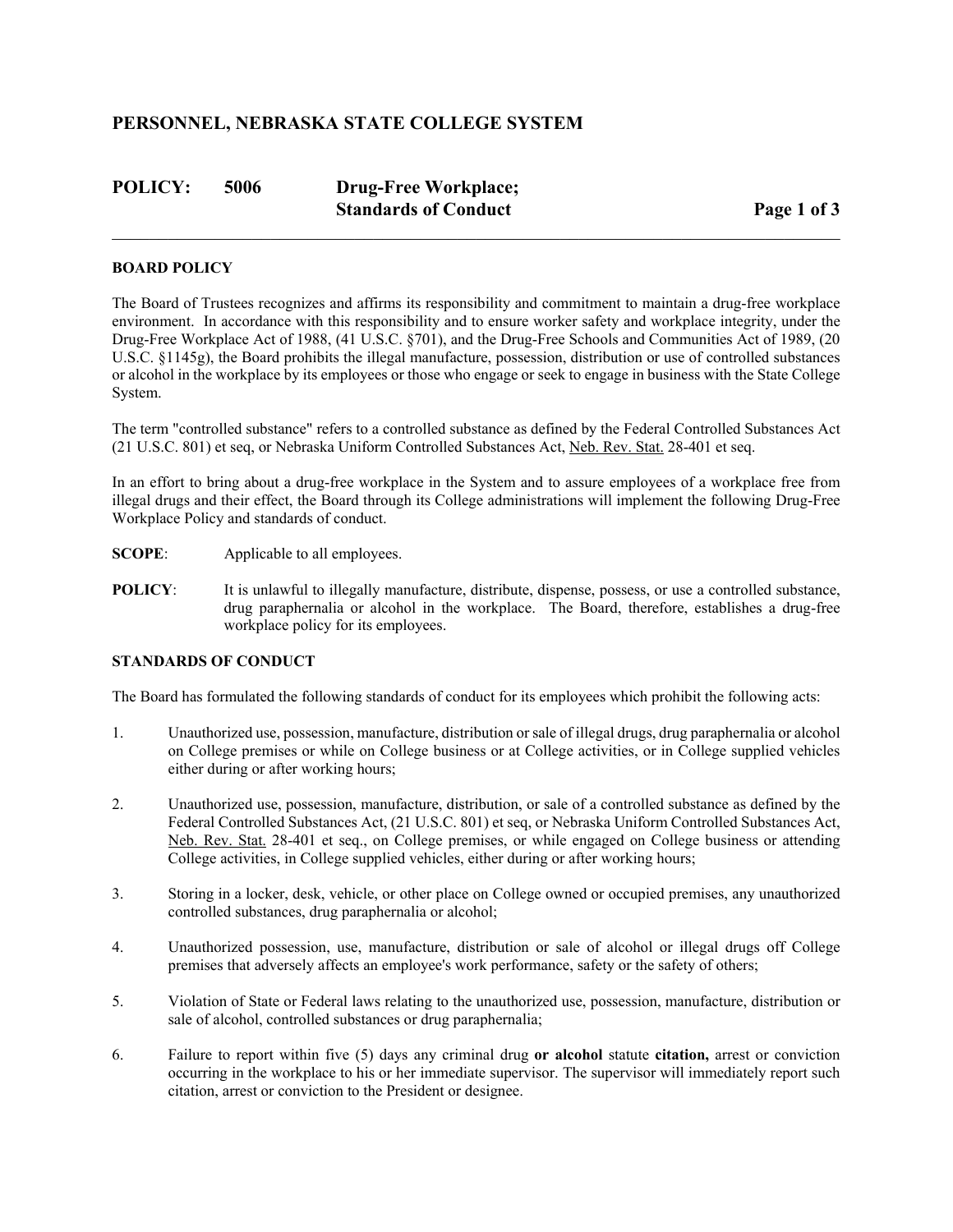## PERSONNEL, NEBRASKA STATE COLLEGE SYSTEM

## POLICY: 5006 Drug-Free Workplace; Standards of Conduct

### BOARD POLICY

The Board of Trustees recognizes and affirms its responsibility and commitment to maintain a drug-free workplace environment. In accordance with this responsibility and to ensure worker safety and workplace integrity, under the Drug-Free Workplace Act of 1988, (41 U.S.C. §701), and the Drug-Free Schools and Communities Act of 1989, (20 U.S.C. §1145g), the Board prohibits the illegal manufacture, possession, distribution or use of controlled substances or alcohol in the workplace by its employees or those who engage or seek to engage in business with the State College System.

The term "controlled substance" refers to a controlled substance as defined by the Federal Controlled Substances Act (21 U.S.C. 801) et seq, or Nebraska Uniform Controlled Substances Act, Neb. Rev. Stat. 28-401 et seq.

In an effort to bring about a drug-free workplace in the System and to assure employees of a workplace free from illegal drugs and their effect, the Board through its College administrations will implement the following Drug-Free Workplace Policy and standards of conduct.

**SCOPE**: Applicable to all employees.

**POLICY**: It is unlawful to illegally manufacture, distribute, dispense, possess, or use a controlled substance, drug paraphernalia or alcohol in the workplace. The Board, therefore, establishes a drug-free workplace policy for its employees.

### STANDARDS OF CONDUCT

The Board has formulated the following standards of conduct for its employees which prohibit the following acts:

1. Unauthorized use, possession, manufacture, distribution or sale of illegal drugs, drug paraphernalia or alcohol on College premises or while on College business or at College activities, or in College supplied vehicles either during or after working hours;
2. Unauthorized use, possession, manufacture, distribution, or sale of a controlled substance as defined by the Federal Controlled Substances Act, (21 U.S.C. 801) et seq, or Nebraska Uniform Controlled Substances Act, Neb. Rev. Stat. 28-401 et seq., on College premises, or while engaged on College business or attending College activities, in College supplied vehicles, either during or after working hours;
3. Storing in a locker, desk, vehicle, or other place on College owned or occupied premises, any unauthorized controlled substances, drug paraphernalia or alcohol;
4. Unauthorized possession, use, manufacture, distribution or sale of alcohol or illegal drugs off College premises that adversely affects an employee's work performance, safety or the safety of others;
5. Violation of State or Federal laws relating to the unauthorized use, possession, manufacture, distribution or sale of alcohol, controlled substances or drug paraphernalia;
6. Failure to report within five (5) days any criminal drug **or alcohol** statute **citation,** arrest or conviction occurring in the workplace to his or her immediate supervisor. The supervisor will immediately report such citation, arrest or conviction to the President or designee.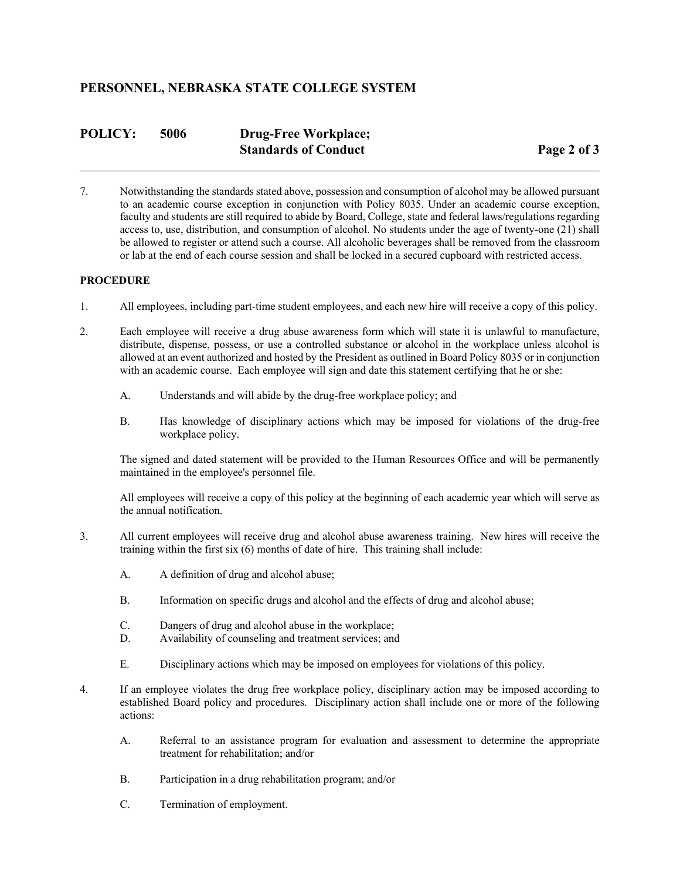7. Notwithstanding the standards stated above, possession and consumption of alcohol may be allowed pursuant to an academic course exception in conjunction with Policy 8035. Under an academic course exception, faculty and students are still required to abide by Board, College, state and federal laws/regulations regarding access to, use, distribution, and consumption of alcohol. No students under the age of twenty-one (21) shall be allowed to register or attend such a course. All alcoholic beverages shall be removed from the classroom or lab at the end of each course session and shall be locked in a secured cupboard with restricted access.

**PROCEDURE**

1. All employees, including part-time student employees, and each new hire will receive a copy of this policy.

2. Each employee will receive a drug abuse awareness form which will state it is unlawful to manufacture, distribute, dispense, possess, or use a controlled substance or alcohol in the workplace unless alcohol is allowed at an event authorized and hosted by the President as outlined in Board Policy 8035 or in conjunction with an academic course. Each employee will sign and date this statement certifying that he or she:

   A. Understands and will abide by the drug-free workplace policy; and

   B. Has knowledge of disciplinary actions which may be imposed for violations of the drug-free workplace policy.

   The signed and dated statement will be provided to the Human Resources Office and will be permanently maintained in the employee's personnel file.

   All employees will receive a copy of this policy at the beginning of each academic year which will serve as the annual notification.

3. All current employees will receive drug and alcohol abuse awareness training. New hires will receive the training within the first six (6) months of date of hire. This training shall include:

   A. A definition of drug and alcohol abuse;

   B. Information on specific drugs and alcohol and the effects of drug and alcohol abuse;

   C. Dangers of drug and alcohol abuse in the workplace;

   D. Availability of counseling and treatment services; and

   E. Disciplinary actions which may be imposed on employees for violations of this policy.

4. If an employee violates the drug free workplace policy, disciplinary action may be imposed according to established Board policy and procedures. Disciplinary action shall include one or more of the following actions:

   A. Referral to an assistance program for evaluation and assessment to determine the appropriate treatment for rehabilitation; and/or

   B. Participation in a drug rehabilitation program; and/or

   C. Termination of employment.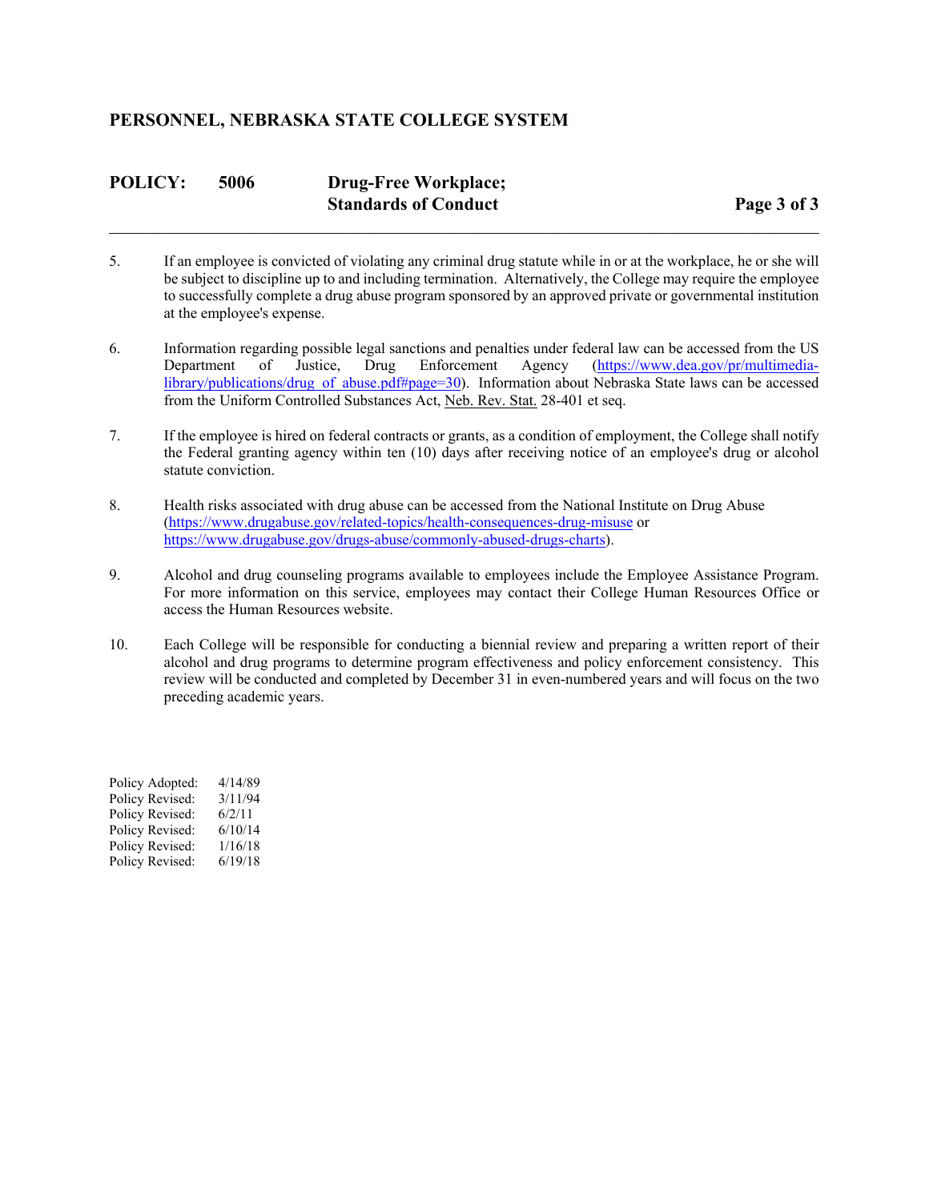5. If an employee is convicted of violating any criminal drug statute while in or at the workplace, he or she will be subject to discipline up to and including termination. Alternatively, the College may require the employee to successfully complete a drug abuse program sponsored by an approved private or governmental institution at the employee's expense.

6. Information regarding possible legal sanctions and penalties under federal law can be accessed from the US Department of Justice, Drug Enforcement Agency (https://www.dea.gov/pr/multimedia-library/publications/drug_of_abuse.pdf#page=30). Information about Nebraska State laws can be accessed from the Uniform Controlled Substances Act, Neb. Rev. Stat. 28-401 et seq.

7. If the employee is hired on federal contracts or grants, as a condition of employment, the College shall notify the Federal granting agency within ten (10) days after receiving notice of an employee's drug or alcohol statute conviction.

8. Health risks associated with drug abuse can be accessed from the National Institute on Drug Abuse (https://www.drugabuse.gov/related-topics/health-consequences-drug-misuse or https://www.drugabuse.gov/drugs-abuse/commonly-abused-drugs-charts).

9. Alcohol and drug counseling programs available to employees include the Employee Assistance Program. For more information on this service, employees may contact their College Human Resources Office or access the Human Resources website.

10. Each College will be responsible for conducting a biennial review and preparing a written report of their alcohol and drug programs to determine program effectiveness and policy enforcement consistency. This review will be conducted and completed by December 31 in even-numbered years and will focus on the two preceding academic years.

Policy Adopted: 4/14/89
Policy Revised: 3/11/94
Policy Revised: 6/2/11
Policy Revised: 6/10/14
Policy Revised: 1/16/18
Policy Revised: 6/19/18